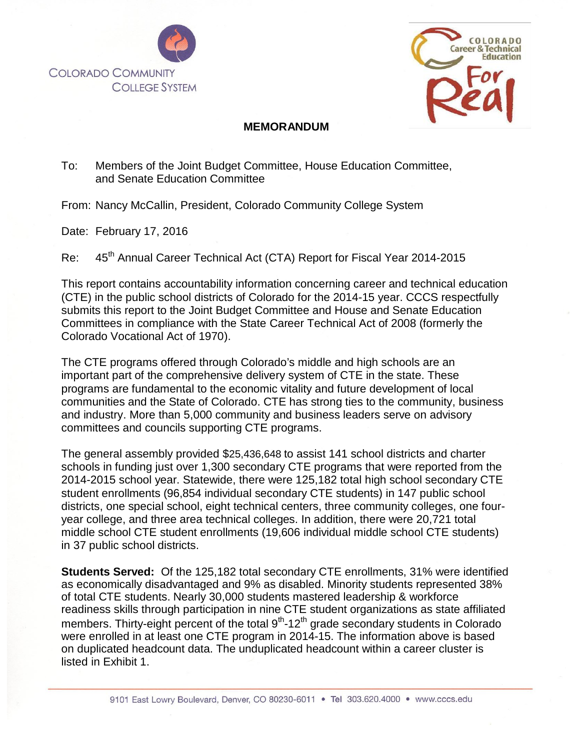COLORADO COMMUNITY COLLEGE SYSTEM

COLORADO Career & Technical Education For Real

**MEMORANDUM**

To: Members of the Joint Budget Committee, House Education Committee, and Senate Education Committee

From: Nancy McCallin, President, Colorado Community College System

Date: February 17, 2016

Re: 45th Annual Career Technical Act (CTA) Report for Fiscal Year 2014-2015

This report contains accountability information concerning career and technical education (CTE) in the public school districts of Colorado for the 2014-15 year. CCCS respectfully submits this report to the Joint Budget Committee and House and Senate Education Committees in compliance with the State Career Technical Act of 2008 (formerly the Colorado Vocational Act of 1970).

The CTE programs offered through Colorado's middle and high schools are an important part of the comprehensive delivery system of CTE in the state. These programs are fundamental to the economic vitality and future development of local communities and the State of Colorado. CTE has strong ties to the community, business and industry. More than 5,000 community and business leaders serve on advisory committees and councils supporting CTE programs.

The general assembly provided $25,436,648 to assist 141 school districts and charter schools in funding just over 1,300 secondary CTE programs that were reported from the 2014-2015 school year. Statewide, there were 125,182 total high school secondary CTE student enrollments (96,854 individual secondary CTE students) in 147 public school districts, one special school, eight technical centers, three community colleges, one four-year college, and three area technical colleges. In addition, there were 20,721 total middle school CTE student enrollments (19,606 individual middle school CTE students) in 37 public school districts.

**Students Served:** Of the 125,182 total secondary CTE enrollments, 31% were identified as economically disadvantaged and 9% as disabled. Minority students represented 38% of total CTE students. Nearly 30,000 students mastered leadership & workforce readiness skills through participation in nine CTE student organizations as state affiliated members. Thirty-eight percent of the total 9th-12th grade secondary students in Colorado were enrolled in at least one CTE program in 2014-15. The information above is based on duplicated headcount data. The unduplicated headcount within a career cluster is listed in Exhibit 1.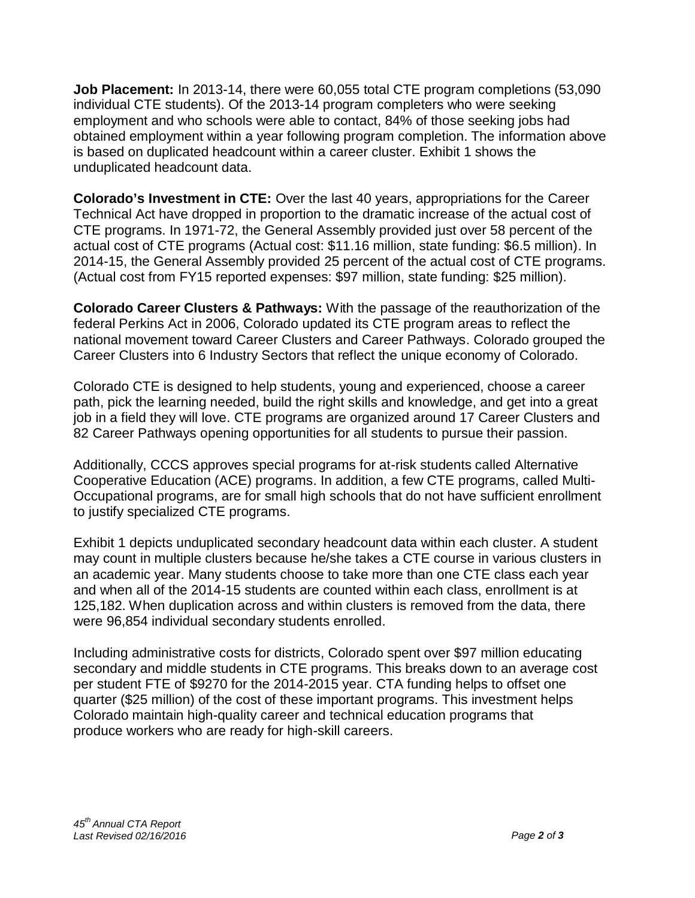**Job Placement:** In 2013-14, there were 60,055 total CTE program completions (53,090 individual CTE students). Of the 2013-14 program completers who were seeking employment and who schools were able to contact, 84% of those seeking jobs had obtained employment within a year following program completion. The information above is based on duplicated headcount within a career cluster. Exhibit 1 shows the unduplicated headcount data.

**Colorado's Investment in CTE:** Over the last 40 years, appropriations for the Career Technical Act have dropped in proportion to the dramatic increase of the actual cost of CTE programs. In 1971-72, the General Assembly provided just over 58 percent of the actual cost of CTE programs (Actual cost: $11.16 million, state funding: $6.5 million). In 2014-15, the General Assembly provided 25 percent of the actual cost of CTE programs. (Actual cost from FY15 reported expenses: $97 million, state funding: $25 million).

**Colorado Career Clusters & Pathways:** With the passage of the reauthorization of the federal Perkins Act in 2006, Colorado updated its CTE program areas to reflect the national movement toward Career Clusters and Career Pathways. Colorado grouped the Career Clusters into 6 Industry Sectors that reflect the unique economy of Colorado.

Colorado CTE is designed to help students, young and experienced, choose a career path, pick the learning needed, build the right skills and knowledge, and get into a great job in a field they will love. CTE programs are organized around 17 Career Clusters and 82 Career Pathways opening opportunities for all students to pursue their passion.

Additionally, CCCS approves special programs for at-risk students called Alternative Cooperative Education (ACE) programs. In addition, a few CTE programs, called Multi-Occupational programs, are for small high schools that do not have sufficient enrollment to justify specialized CTE programs.

Exhibit 1 depicts unduplicated secondary headcount data within each cluster. A student may count in multiple clusters because he/she takes a CTE course in various clusters in an academic year. Many students choose to take more than one CTE class each year and when all of the 2014-15 students are counted within each class, enrollment is at 125,182. When duplication across and within clusters is removed from the data, there were 96,854 individual secondary students enrolled.

Including administrative costs for districts, Colorado spent over $97 million educating secondary and middle students in CTE programs. This breaks down to an average cost per student FTE of $9270 for the 2014-2015 year. CTA funding helps to offset one quarter ($25 million) of the cost of these important programs. This investment helps Colorado maintain high-quality career and technical education programs that produce workers who are ready for high-skill careers.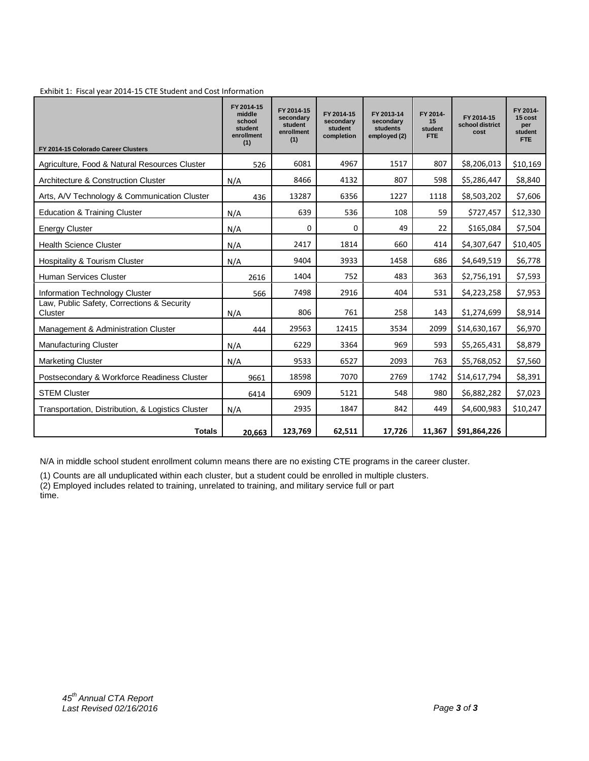Exhibit 1: Fiscal year 2014-15 CTE Student and Cost Information

| FY 2014-15 Colorado Career Clusters | FY 2014-15 middle school student enrollment (1) | FY 2014-15 secondary student enrollment (1) | FY 2014-15 secondary student completion | FY 2013-14 secondary students employed (2) | FY 2014-15 student FTE | FY 2014-15 school district cost | FY 2014-15 cost per student FTE |
|---|---|---|---|---|---|---|---|
| Agriculture, Food & Natural Resources Cluster | 526 | 6081 | 4967 | 1517 | 807 | $8,206,013 | $10,169 |
| Architecture & Construction Cluster | N/A | 8466 | 4132 | 807 | 598 | $5,286,447 | $8,840 |
| Arts, A/V Technology & Communication Cluster | 436 | 13287 | 6356 | 1227 | 1118 | $8,503,202 | $7,606 |
| Education & Training Cluster | N/A | 639 | 536 | 108 | 59 | $727,457 | $12,330 |
| Energy Cluster | N/A | 0 | 0 | 49 | 22 | $165,084 | $7,504 |
| Health Science Cluster | N/A | 2417 | 1814 | 660 | 414 | $4,307,647 | $10,405 |
| Hospitality & Tourism Cluster | N/A | 9404 | 3933 | 1458 | 686 | $4,649,519 | $6,778 |
| Human Services Cluster | 2616 | 1404 | 752 | 483 | 363 | $2,756,191 | $7,593 |
| Information Technology Cluster | 566 | 7498 | 2916 | 404 | 531 | $4,223,258 | $7,953 |
| Law, Public Safety, Corrections & Security Cluster | N/A | 806 | 761 | 258 | 143 | $1,274,699 | $8,914 |
| Management & Administration Cluster | 444 | 29563 | 12415 | 3534 | 2099 | $14,630,167 | $6,970 |
| Manufacturing Cluster | N/A | 6229 | 3364 | 969 | 593 | $5,265,431 | $8,879 |
| Marketing Cluster | N/A | 9533 | 6527 | 2093 | 763 | $5,768,052 | $7,560 |
| Postsecondary & Workforce Readiness Cluster | 9661 | 18598 | 7070 | 2769 | 1742 | $14,617,794 | $8,391 |
| STEM Cluster | 6414 | 6909 | 5121 | 548 | 980 | $6,882,282 | $7,023 |
| Transportation, Distribution, & Logistics Cluster | N/A | 2935 | 1847 | 842 | 449 | $4,600,983 | $10,247 |
| **Totals** | **20,663** | **123,769** | **62,511** | **17,726** | **11,367** | **$91,864,226** | |

N/A in middle school student enrollment column means there are no existing CTE programs in the career cluster.

(1) Counts are all unduplicated within each cluster, but a student could be enrolled in multiple clusters.
(2) Employed includes related to training, unrelated to training, and military service full or part time.